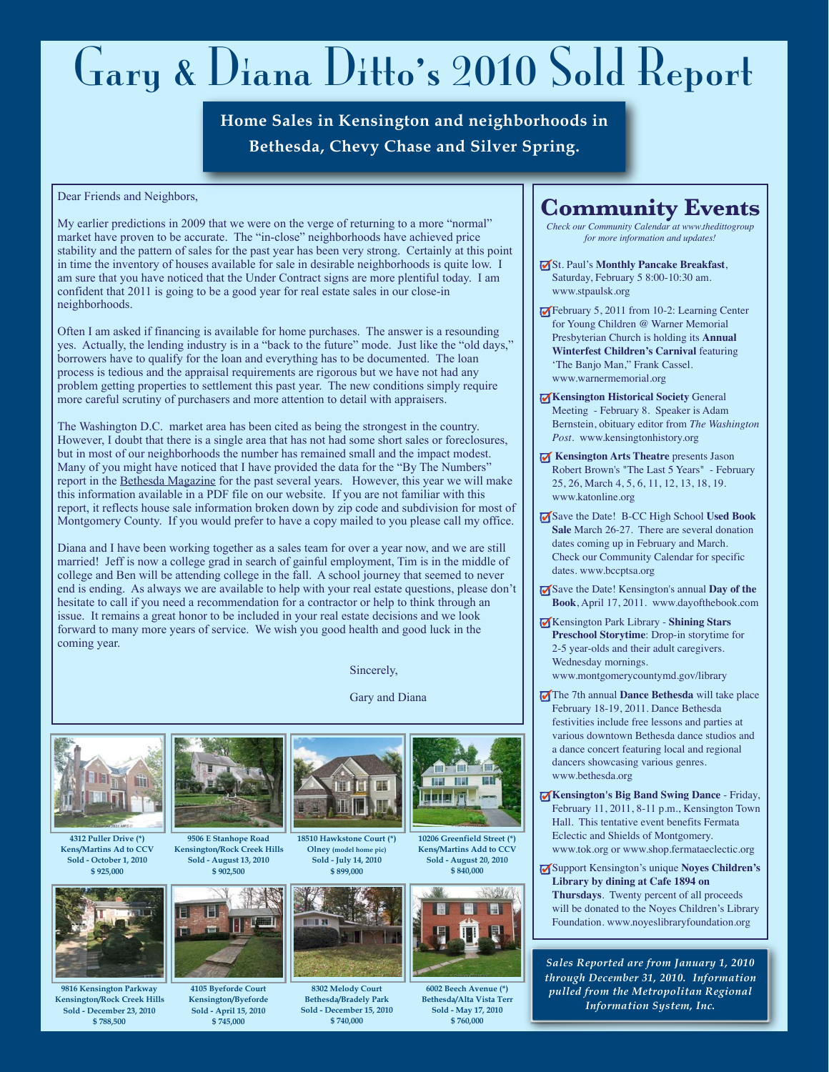# Gary & Diana Ditto's 2010 Sold Report

**Home Sales in Kensington and neighborhoods in Bethesda, Chevy Chase and Silver Spring.**

Dear Friends and Neighbors,

My earlier predictions in 2009 that we were on the verge of returning to a more "normal" market have proven to be accurate. The "in-close" neighborhoods have achieved price stability and the pattern of sales for the past year has been very strong. Certainly at this point in time the inventory of houses available for sale in desirable neighborhoods is quite low. I am sure that you have noticed that the Under Contract signs are more plentiful today. I am confident that 2011 is going to be a good year for real estate sales in our close-in neighborhoods.

Often I am asked if financing is available for home purchases. The answer is a resounding yes. Actually, the lending industry is in a "back to the future" mode. Just like the "old days," borrowers have to qualify for the loan and everything has to be documented. The loan process is tedious and the appraisal requirements are rigorous but we have not had any problem getting properties to settlement this past year. The new conditions simply require more careful scrutiny of purchasers and more attention to detail with appraisers.

The Washington D.C. market area has been cited as being the strongest in the country. However, I doubt that there is a single area that has not had some short sales or foreclosures, but in most of our neighborhoods the number has remained small and the impact modest. Many of you might have noticed that I have provided the data for the "By The Numbers" report in the Bethesda Magazine for the past several years. However, this year we will make this information available in a PDF file on our website. If you are not familiar with this report, it reflects house sale information broken down by zip code and subdivision for most of Montgomery County. If you would prefer to have a copy mailed to you please call my office.

Diana and I have been working together as a sales team for over a year now, and we are still married! Jeff is now a college grad in search of gainful employment, Tim is in the middle of college and Ben will be attending college in the fall. A school journey that seemed to never end is ending. As always we are available to help with your real estate questions, please don't hesitate to call if you need a recommendation for a contractor or help to think through an issue. It remains a great honor to be included in your real estate decisions and we look forward to many more years of service. We wish you good health and good luck in the coming year.

Sincerely,

Gary and Diana

**4312 Puller Drive (*)**
**Kens/Martins Ad to CCV**
**Sold - October 1, 2010**
**$ 925,000**

**9506 E Stanhope Road**
**Kensington/Rock Creek Hills**
**Sold - August 13, 2010**
**$ 902,500**

**18510 Hawkstone Court (*)**
**Olney (model home pic)**
**Sold - July 14, 2010**
**$ 899,000**

**10206 Greenfield Street (*)**
**Kens/Martins Add to CCV**
**Sold - August 20, 2010**
**$ 840,000**

**9816 Kensington Parkway**
**Kensington/Rock Creek Hills**
**Sold - December 23, 2010**
**$ 788,500**

**4105 Byeforde Court**
**Kensington/Byeforde**
**Sold - April 15, 2010**
**$ 745,000**

**8302 Melody Court**
**Bethesda/Bradely Park**
**Sold - December 15, 2010**
**$ 740,000**

**6002 Beech Avenue (*)**
**Bethesda/Alta Vista Terr**
**Sold - May 17, 2010**
**$ 760,000**

## Community Events

*Check our Community Calendar at www.thedittogroup for more information and updates!*

- St. Paul's **Monthly Pancake Breakfast**, Saturday, February 5 8:00-10:30 am. www.stpaulsk.org
- February 5, 2011 from 10-2: Learning Center for Young Children @ Warner Memorial Presbyterian Church is holding its **Annual Winterfest Children's Carnival** featuring 'The Banjo Man," Frank Cassel. www.warnermemorial.org
- **Kensington Historical Society** General Meeting - February 8. Speaker is Adam Bernstein, obituary editor from *The Washington Post*. www.kensingtonhistory.org
- **Kensington Arts Theatre** presents Jason Robert Brown's "The Last 5 Years" - February 25, 26, March 4, 5, 6, 11, 12, 13, 18, 19. www.katonline.org
- Save the Date! B-CC High School **Used Book Sale** March 26-27. There are several donation dates coming up in February and March. Check our Community Calendar for specific dates. www.bccptsa.org
- Save the Date! Kensington's annual **Day of the Book**, April 17, 2011. www.dayofthebook.com
- Kensington Park Library - **Shining Stars Preschool Storytime**: Drop-in storytime for 2-5 year-olds and their adult caregivers. Wednesday mornings. www.montgomerycountymd.gov/library
- The 7th annual **Dance Bethesda** will take place February 18-19, 2011. Dance Bethesda festivities include free lessons and parties at various downtown Bethesda dance studios and a dance concert featuring local and regional dancers showcasing various genres. www.bethesda.org
- **Kensington's Big Band Swing Dance** - Friday, February 11, 2011, 8-11 p.m., Kensington Town Hall. This tentative event benefits Fermata Eclectic and Shields of Montgomery. www.tok.org or www.shop.fermataeclectic.org
- Support Kensington's unique **Noyes Children's Library by dining at Cafe 1894 on Thursdays**. Twenty percent of all proceeds will be donated to the Noyes Children's Library Foundation. www.noyeslibraryfoundation.org

*Sales Reported are from January 1, 2010 through December 31, 2010. Information pulled from the Metropolitan Regional Information System, Inc.*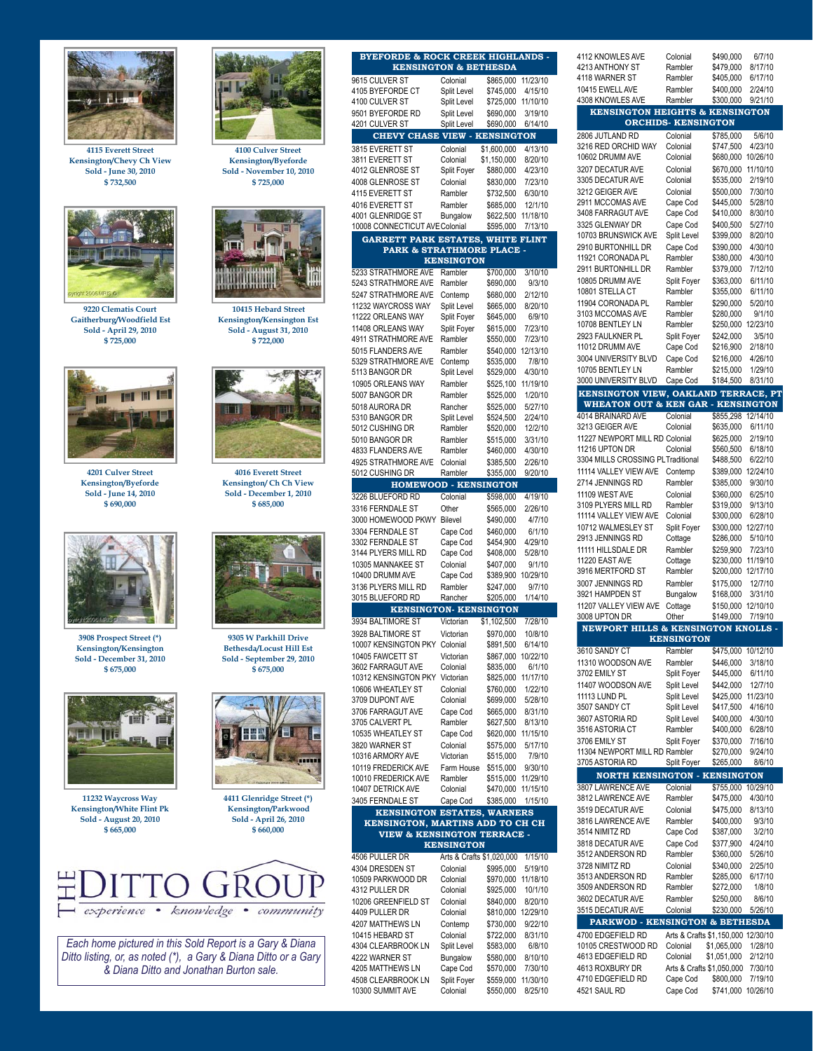4115 Everett Street
Kensington/Chevy Ch View
Sold - June 30, 2010
$ 732,500

4100 Culver Street
Kensington/Byeforde
Sold - November 10, 2010
$ 725,000

9220 Clematis Court
Gaitherburg/Woodfield Est
Sold - April 29, 2010
$ 725,000

10415 Hebard Street
Kensington/Kensington Est
Sold - August 31, 2010
$ 722,000

4201 Culver Street
Kensington/Byeforde
Sold - June 14, 2010
$ 690,000

4016 Everett Street
Kensington/ Ch Ch View
Sold - December 1, 2010
$ 685,000

3908 Prospect Street (*)
Kensington/Kensington
Sold - December 31, 2010
$ 675,000

9305 W Parkhill Drive
Bethesda/Locust Hill Est
Sold - September 29, 2010
$ 675,000

11232 Waycross Way
Kensington/White Flint Pk
Sold - August 20, 2010
$ 665,000

4411 Glenridge Street (*)
Kensington/Parkwood
Sold - April 26, 2010
$ 660,000

THE DITTO GROUP
experience • knowledge • community

*Each home pictured in this Sold Report is a Gary & Diana Ditto listing, or, as noted (*), a Gary & Diana Ditto or a Gary & Diana Ditto and Jonathan Burton sale.*

## BYEFORDE & ROCK CREEK HIGHLANDS - KENSINGTON & BETHESDA

| Address | Style | Price | Date |
|---|---|---|---|
| 9615 CULVER ST | Colonial | $865,000 | 11/23/10 |
| 4105 BYEFORDE CT | Split Level | $745,000 | 4/15/10 |
| 4100 CULVER ST | Split Level | $725,000 | 11/10/10 |
| 9501 BYEFORDE RD | Split Level | $690,000 | 3/19/10 |
| 4201 CULVER ST | Split Level | $690,000 | 6/14/10 |

## CHEVY CHASE VIEW - KENSINGTON

| Address | Style | Price | Date |
|---|---|---|---|
| 3815 EVERETT ST | Colonial | $1,600,000 | 4/13/10 |
| 3811 EVERETT ST | Colonial | $1,150,000 | 8/20/10 |
| 4012 GLENROSE ST | Split Foyer | $880,000 | 4/23/10 |
| 4008 GLENROSE ST | Colonial | $830,000 | 7/23/10 |
| 4115 EVERETT ST | Rambler | $732,500 | 6/30/10 |
| 4016 EVERETT ST | Rambler | $685,000 | 12/1/10 |
| 4001 GLENRIDGE ST | Bungalow | $622,500 | 11/18/10 |
| 10008 CONNECTICUT AVE | Colonial | $595,000 | 7/13/10 |

## GARRETT PARK ESTATES, WHITE FLINT PARK & STRATHMORE PLACE - KENSINGTON

| Address | Style | Price | Date |
|---|---|---|---|
| 5233 STRATHMORE AVE | Rambler | $700,000 | 3/10/10 |
| 5243 STRATHMORE AVE | Rambler | $690,000 | 9/3/10 |
| 5247 STRATHMORE AVE | Contemp | $680,000 | 2/12/10 |
| 11232 WAYCROSS WAY | Split Level | $665,000 | 8/20/10 |
| 11222 ORLEANS WAY | Split Foyer | $645,000 | 6/9/10 |
| 11408 ORLEANS WAY | Split Foyer | $615,000 | 7/23/10 |
| 4911 STRATHMORE AVE | Rambler | $550,000 | 7/23/10 |
| 5015 FLANDERS AVE | Rambler | $540,000 | 12/13/10 |
| 5329 STRATHMORE AVE | Contemp | $535,000 | 7/8/10 |
| 5113 BANGOR DR | Split Level | $529,000 | 4/30/10 |
| 10905 ORLEANS WAY | Rambler | $525,100 | 11/19/10 |
| 5007 BANGOR DR | Rambler | $525,000 | 1/20/10 |
| 5018 AURORA DR | Rancher | $525,000 | 5/27/10 |
| 5310 BANGOR DR | Split Level | $524,500 | 2/24/10 |
| 5012 CUSHING DR | Rambler | $520,000 | 12/2/10 |
| 5010 BANGOR DR | Rambler | $515,000 | 3/31/10 |
| 4833 FLANDERS AVE | Rambler | $460,000 | 4/30/10 |
| 4925 STRATHMORE AVE | Colonial | $385,500 | 2/26/10 |
| 5012 CUSHING DR | Rambler | $355,000 | 9/20/10 |

## HOMEWOOD - KENSINGTON

| Address | Style | Price | Date |
|---|---|---|---|
| 3226 BLUEFORD RD | Colonial | $598,000 | 4/19/10 |
| 3316 FERNDALE ST | Other | $565,000 | 2/26/10 |
| 3000 HOMEWOOD PKWY | Bilevel | $490,000 | 4/7/10 |
| 3304 FERNDALE ST | Cape Cod | $460,000 | 6/1/10 |
| 3302 FERNDALE ST | Cape Cod | $454,900 | 4/29/10 |
| 3144 PLYERS MILL RD | Cape Cod | $408,000 | 5/28/10 |
| 10305 MANNAKEE ST | Colonial | $407,000 | 9/1/10 |
| 10400 DRUMM AVE | Cape Cod | $389,900 | 10/29/10 |
| 3136 PLYERS MILL RD | Rambler | $247,000 | 9/7/10 |
| 3015 BLUEFORD RD | Rancher | $205,000 | 1/14/10 |

## KENSINGTON- KENSINGTON

| Address | Style | Price | Date |
|---|---|---|---|
| 3934 BALTIMORE ST | Victorian | $1,102,500 | 7/28/10 |
| 3928 BALTIMORE ST | Victorian | $970,000 | 10/8/10 |
| 10007 KENSINGTON PKY | Colonial | $891,500 | 6/14/10 |
| 10405 FAWCETT ST | Victorian | $867,000 | 10/22/10 |
| 3602 FARRAGUT AVE | Colonial | $835,000 | 6/1/10 |
| 10312 KENSINGTON PKY | Victorian | $825,000 | 11/17/10 |
| 10606 WHEATLEY ST | Colonial | $760,000 | 1/22/10 |
| 3709 DUPONT AVE | Colonial | $699,000 | 5/28/10 |
| 3706 FARRAGUT AVE | Cape Cod | $665,000 | 8/31/10 |
| 3705 CALVERT PL | Rambler | $627,500 | 8/13/10 |
| 10535 WHEATLEY ST | Cape Cod | $620,000 | 11/15/10 |
| 3820 WARNER ST | Colonial | $575,000 | 5/17/10 |
| 10316 ARMORY AVE | Victorian | $515,000 | 7/9/10 |
| 10119 FREDERICK AVE | Farm House | $515,000 | 9/30/10 |
| 10010 FREDERICK AVE | Rambler | $515,000 | 11/29/10 |
| 10407 DETRICK AVE | Colonial | $470,000 | 11/15/10 |
| 3405 FERNDALE ST | Cape Cod | $385,000 | 1/15/10 |

## KENSINGTON ESTATES, WARNERS KENSINGTON, MARTINS ADD TO CH CH VIEW & KENSINGTON TERRACE - KENSINGTON

| Address | Style | Price | Date |
|---|---|---|---|
| 4506 PULLER DR | Arts & Crafts | $1,020,000 | 1/15/10 |
| 4304 DRESDEN ST | Colonial | $995,000 | 5/19/10 |
| 10509 PARKWOOD DR | Colonial | $970,000 | 11/18/10 |
| 4312 PULLER DR | Colonial | $925,000 | 10/1/10 |
| 10206 GREENFIELD ST | Colonial | $840,000 | 8/20/10 |
| 4409 PULLER DR | Colonial | $810,000 | 12/29/10 |
| 4207 MATTHEWS LN | Contemp | $730,000 | 9/22/10 |
| 10415 HEBARD ST | Colonial | $722,000 | 8/31/10 |
| 4304 CLEARBROOK LN | Split Level | $583,000 | 6/8/10 |
| 4222 WARNER ST | Bungalow | $580,000 | 8/10/10 |
| 4205 MATTHEWS LN | Cape Cod | $570,000 | 7/30/10 |
| 4508 CLEARBROOK LN | Split Foyer | $559,000 | 11/30/10 |
| 10300 SUMMIT AVE | Colonial | $550,000 | 8/25/10 |
| 4112 KNOWLES AVE | Colonial | $490,000 | 6/7/10 |
| 4213 ANTHONY ST | Rambler | $479,000 | 8/17/10 |
| 4118 WARNER ST | Rambler | $405,000 | 6/17/10 |
| 10415 EWELL AVE | Rambler | $400,000 | 2/24/10 |
| 4308 KNOWLES AVE | Rambler | $300,000 | 9/21/10 |

## KENSINGTON HEIGHTS & KENSINGTON ORCHIDS- KENSINGTON

| Address | Style | Price | Date |
|---|---|---|---|
| 2806 JUTLAND RD | Colonial | $785,000 | 5/6/10 |
| 3216 RED ORCHID WAY | Colonial | $747,500 | 4/23/10 |
| 10602 DRUMM AVE | Colonial | $680,000 | 10/26/10 |
| 3207 DECATUR AVE | Colonial | $670,000 | 11/10/10 |
| 3305 DECATUR AVE | Colonial | $535,000 | 2/19/10 |
| 3212 GEIGER AVE | Colonial | $500,000 | 7/30/10 |
| 2911 MCCOMAS AVE | Cape Cod | $445,000 | 5/28/10 |
| 3408 FARRAGUT AVE | Cape Cod | $410,000 | 8/30/10 |
| 3325 GLENWAY DR | Cape Cod | $400,500 | 5/27/10 |
| 10703 BRUNSWICK AVE | Split Level | $399,000 | 8/20/10 |
| 2910 BURTONHILL DR | Cape Cod | $390,000 | 4/30/10 |
| 11921 CORONADA PL | Rambler | $380,000 | 4/30/10 |
| 2911 BURTONHILL DR | Rambler | $379,000 | 7/12/10 |
| 10805 DRUMM AVE | Split Foyer | $363,000 | 6/11/10 |
| 10801 STELLA CT | Rambler | $355,000 | 6/11/10 |
| 11904 CORONADA PL | Rambler | $290,000 | 5/20/10 |
| 3103 MCCOMAS AVE | Rambler | $280,000 | 9/1/10 |
| 10708 BENTLEY LN | Rambler | $250,000 | 12/23/10 |
| 2923 FAULKNER PL | Split Foyer | $242,000 | 3/5/10 |
| 11012 DRUMM AVE | Cape Cod | $216,900 | 2/18/10 |
| 3004 UNIVERSITY BLVD | Cape Cod | $216,000 | 4/26/10 |
| 10705 BENTLEY LN | Rambler | $215,000 | 1/29/10 |
| 3000 UNIVERSITY BLVD | Cape Cod | $184,500 | 8/31/10 |

## KENSINGTON VIEW, OAKLAND TERRACE, PT WHEATON OUT & KEN GAR - KENSINGTON

| Address | Style | Price | Date |
|---|---|---|---|
| 4014 BRAINARD AVE | Colonial | $855,298 | 12/14/10 |
| 3213 GEIGER AVE | Colonial | $635,000 | 6/11/10 |
| 11227 NEWPORT MILL RD | Colonial | $625,000 | 2/19/10 |
| 11216 UPTON DR | Colonial | $560,500 | 6/18/10 |
| 3304 MILLS CROSSING PL | Traditional | $488,500 | 6/22/10 |
| 11114 VALLEY VIEW AVE | Contemp | $389,000 | 12/24/10 |
| 2714 JENNINGS RD | Rambler | $385,000 | 9/30/10 |
| 11109 WEST AVE | Colonial | $360,000 | 6/25/10 |
| 3109 PLYERS MILL RD | Rambler | $319,000 | 9/13/10 |
| 11114 VALLEY VIEW AVE | Colonial | $300,000 | 6/28/10 |
| 10712 WALMESLEY ST | Split Foyer | $300,000 | 12/27/10 |
| 2913 JENNINGS RD | Cottage | $286,000 | 5/10/10 |
| 11111 HILLSDALE DR | Rambler | $259,900 | 7/23/10 |
| 11220 EAST AVE | Cottage | $230,000 | 11/19/10 |
| 3916 MERTFORD ST | Rambler | $200,000 | 12/17/10 |
| 3007 JENNINGS RD | Rambler | $175,000 | 12/7/10 |
| 3921 HAMPDEN ST | Bungalow | $168,000 | 3/31/10 |
| 11207 VALLEY VIEW AVE | Cottage | $150,000 | 12/10/10 |
| 3008 UPTON DR | Other | $149,000 | 7/19/10 |

## NEWPORT HILLS & KENSINGTON KNOLLS - KENSINGTON

| Address | Style | Price | Date |
|---|---|---|---|
| 3610 SANDY CT | Rambler | $475,000 | 10/12/10 |
| 11310 WOODSON AVE | Rambler | $446,000 | 3/18/10 |
| 3702 EMILY ST | Split Foyer | $445,000 | 6/11/10 |
| 11407 WOODSON AVE | Split Level | $442,000 | 12/7/10 |
| 11113 LUND PL | Split Level | $425,000 | 11/23/10 |
| 3507 SANDY CT | Split Level | $417,500 | 4/16/10 |
| 3607 ASTORIA RD | Split Level | $400,000 | 4/30/10 |
| 3516 ASTORIA CT | Rambler | $400,000 | 6/28/10 |
| 3706 EMILY ST | Split Foyer | $370,000 | 7/16/10 |
| 11304 NEWPORT MILL RD | Rambler | $270,000 | 9/24/10 |
| 3705 ASTORIA RD | Split Foyer | $265,000 | 8/6/10 |

## NORTH KENSINGTON - KENSINGTON

| Address | Style | Price | Date |
|---|---|---|---|
| 3807 LAWRENCE AVE | Colonial | $755,000 | 10/29/10 |
| 3812 LAWRENCE AVE | Rambler | $475,000 | 4/30/10 |
| 3519 DECATUR AVE | Colonial | $475,000 | 8/13/10 |
| 3816 LAWRENCE AVE | Rambler | $400,000 | 9/3/10 |
| 3514 NIMITZ RD | Cape Cod | $387,000 | 3/2/10 |
| 3818 DECATUR AVE | Cape Cod | $377,900 | 4/24/10 |
| 3512 ANDERSON RD | Rambler | $360,000 | 5/26/10 |
| 3728 NIMITZ RD | Colonial | $340,000 | 2/25/10 |
| 3513 ANDERSON RD | Rambler | $285,000 | 6/17/10 |
| 3509 ANDERSON RD | Rambler | $272,000 | 1/8/10 |
| 3602 DECATUR AVE | Rambler | $250,000 | 8/6/10 |
| 3515 DECATUR AVE | Colonial | $230,000 | 5/26/10 |

## PARKWOD - KENSINGTON & BETHESDA

| Address | Style | Price | Date |
|---|---|---|---|
| 4700 EDGEFIELD RD | Arts & Crafts | $1,150,000 | 12/30/10 |
| 10105 CRESTWOOD RD | Colonial | $1,065,000 | 1/28/10 |
| 4613 EDGEFIELD RD | Colonial | $1,051,000 | 2/12/10 |
| 4613 ROXBURY DR | Arts & Crafts | $1,050,000 | 7/30/10 |
| 4710 EDGEFIELD RD | Cape Cod | $800,000 | 7/19/10 |
| 4521 SAUL RD | Cape Cod | $741,000 | 10/26/10 |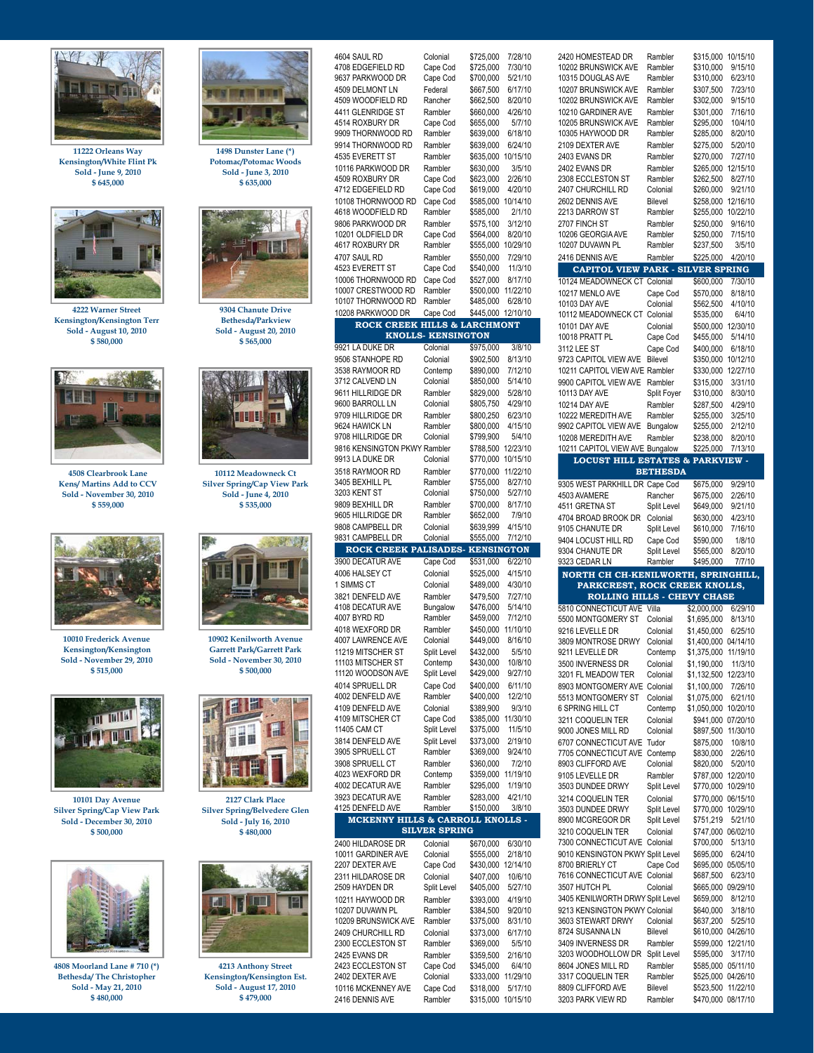11222 Orleans Way
Kensington/White Flint Pk
Sold - June 9, 2010
$ 645,000

1498 Dunster Lane (*)
Potomac/Potomac Woods
Sold - June 3, 2010
$ 635,000

4222 Warner Street
Kensington/Kensington Terr
Sold - August 10, 2010
$ 580,000

9304 Chanute Drive
Bethesda/Parkview
Sold - August 20, 2010
$ 565,000

4508 Clearbrook Lane
Kens/ Martins Add to CCV
Sold - November 30, 2010
$ 559,000

10112 Meadowneck Ct
Silver Spring/Cap View Park
Sold - June 4, 2010
$ 535,000

10010 Frederick Avenue
Kensington/Kensington
Sold - November 29, 2010
$ 515,000

10902 Kenilworth Avenue
Garrett Park/Garrett Park
Sold - November 30, 2010
$ 500,000

10101 Day Avenue
Silver Spring/Cap View Park
Sold - December 30, 2010
$ 500,000

2127 Clark Place
Silver Spring/Belvedere Glen
Sold - July 16, 2010
$ 480,000

4808 Moorland Lane # 710 (*)
Bethesda/ The Christopher
Sold - May 21, 2010
$ 480,000

4213 Anthony Street
Kensington/Kensington Est.
Sold - August 17, 2010
$ 479,000

| Address | Style | Price | Date |
|---|---|---|---|
| 4604 SAUL RD | Colonial | $725,000 | 7/28/10 |
| 4708 EDGEFIELD RD | Cape Cod | $725,000 | 7/30/10 |
| 9637 PARKWOOD DR | Cape Cod | $700,000 | 5/21/10 |
| 4509 DELMONT LN | Federal | $667,500 | 6/17/10 |
| 4509 WOODFIELD RD | Rancher | $662,500 | 8/20/10 |
| 4411 GLENRIDGE ST | Rambler | $660,000 | 4/26/10 |
| 4514 ROXBURY DR | Cape Cod | $655,000 | 5/7/10 |
| 9909 THORNWOOD RD | Rambler | $639,000 | 6/18/10 |
| 9914 THORNWOOD RD | Rambler | $639,000 | 6/24/10 |
| 4535 EVERETT ST | Rambler | $635,000 | 10/15/10 |
| 10116 PARKWOOD DR | Rambler | $630,000 | 3/5/10 |
| 4509 ROXBURY DR | Cape Cod | $623,000 | 2/26/10 |
| 4712 EDGEFIELD RD | Cape Cod | $619,000 | 4/20/10 |
| 10108 THORNWOOD RD | Cape Cod | $585,000 | 10/14/10 |
| 4618 WOODFIELD RD | Rambler | $585,000 | 2/1/10 |
| 9806 PARKWOOD DR | Rambler | $575,100 | 3/12/10 |
| 10201 OLDFIELD DR | Cape Cod | $564,000 | 8/20/10 |
| 4617 ROXBURY DR | Rambler | $555,000 | 10/29/10 |
| 4707 SAUL RD | Rambler | $550,000 | 7/29/10 |
| 4523 EVERETT ST | Cape Cod | $540,000 | 11/3/10 |
| 10006 THORNWOOD RD | Cape Cod | $527,000 | 8/17/10 |
| 10007 CRESTWOOD RD | Rambler | $500,000 | 11/22/10 |
| 10107 THORNWOOD RD | Rambler | $485,000 | 6/28/10 |
| 10208 PARKWOOD DR | Cape Cod | $445,000 | 12/10/10 |
| **ROCK CREEK HILLS & LARCHMONT KNOLLS- KENSINGTON** | | | |
| 9921 LA DUKE DR | Colonial | $975,000 | 3/8/10 |
| 9506 STANHOPE RD | Colonial | $902,500 | 8/13/10 |
| 3538 RAYMOOR RD | Contemp | $890,000 | 7/12/10 |
| 3712 CALVEND LN | Colonial | $850,000 | 5/14/10 |
| 9611 HILLRIDGE DR | Rambler | $829,000 | 5/28/10 |
| 9600 BARROLL LN | Colonial | $805,750 | 4/29/10 |
| 9709 HILLRIDGE DR | Rambler | $800,250 | 6/23/10 |
| 9624 HAWICK LN | Rambler | $800,000 | 4/15/10 |
| 9708 HILLRIDGE DR | Colonial | $799,900 | 5/4/10 |
| 9816 KENSINGTON PKWY | Rambler | $788,500 | 12/23/10 |
| 9913 LA DUKE DR | Colonial | $770,000 | 10/15/10 |
| 3518 RAYMOOR RD | Rambler | $770,000 | 11/22/10 |
| 3405 BEXHILL PL | Rambler | $755,000 | 8/27/10 |
| 3203 KENT ST | Colonial | $750,000 | 5/27/10 |
| 9809 BEXHILL DR | Rambler | $700,000 | 8/17/10 |
| 9605 HILLRIDGE DR | Rambler | $652,000 | 7/9/10 |
| 9808 CAMPBELL DR | Colonial | $639,999 | 4/15/10 |
| 9831 CAMPBELL DR | Colonial | $555,000 | 7/12/10 |
| **ROCK CREEK PALISADES- KENSINGTON** | | | |
| 3900 DECATUR AVE | Cape Cod | $531,000 | 6/22/10 |
| 4006 HALSEY CT | Colonial | $525,000 | 4/15/10 |
| 1 SIMMS CT | Colonial | $489,000 | 4/30/10 |
| 3821 DENFELD AVE | Rambler | $479,500 | 7/27/10 |
| 4108 DECATUR AVE | Bungalow | $476,000 | 5/14/10 |
| 4007 BYRD RD | Rambler | $459,000 | 7/12/10 |
| 4018 WEXFORD DR | Rambler | $450,000 | 11/10/10 |
| 4007 LAWRENCE AVE | Colonial | $449,000 | 8/16/10 |
| 11219 MITSCHER ST | Split Level | $432,000 | 5/5/10 |
| 11103 MITSCHER ST | Contemp | $430,000 | 10/8/10 |
| 11120 WOODSON AVE | Split Level | $429,000 | 9/27/10 |
| 4014 SPRUELL DR | Cape Cod | $400,000 | 6/11/10 |
| 4002 DENFELD AVE | Rambler | $400,000 | 12/2/10 |
| 4109 DENFELD AVE | Colonial | $389,900 | 9/3/10 |
| 4109 MITSCHER CT | Cape Cod | $385,000 | 11/30/10 |
| 11405 CAM CT | Split Level | $375,000 | 11/5/10 |
| 3814 DENFELD AVE | Split Level | $373,000 | 2/19/10 |
| 3905 SPRUELL CT | Rambler | $369,000 | 9/24/10 |
| 3908 SPRUELL CT | Rambler | $360,000 | 7/2/10 |
| 4023 WEXFORD DR | Contemp | $359,000 | 11/19/10 |
| 4002 DECATUR AVE | Rambler | $295,000 | 1/19/10 |
| 3923 DECATUR AVE | Rambler | $283,000 | 4/21/10 |
| 4125 DENFELD AVE | Rambler | $150,000 | 3/8/10 |
| **MCKENNY HILLS & CARROLL KNOLLS - SILVER SPRING** | | | |
| 2400 HILDAROSE DR | Colonial | $670,000 | 6/30/10 |
| 10011 GARDINER AVE | Colonial | $555,000 | 2/18/10 |
| 2207 DEXTER AVE | Cape Cod | $430,000 | 12/14/10 |
| 2311 HILDAROSE DR | Colonial | $407,000 | 10/6/10 |
| 2509 HAYDEN DR | Split Level | $405,000 | 5/27/10 |
| 10211 HAYWOOD DR | Rambler | $393,000 | 4/19/10 |
| 10207 DUVAWN PL | Rambler | $384,500 | 9/20/10 |
| 10209 BRUNSWICK AVE | Rambler | $375,000 | 8/31/10 |
| 2409 CHURCHILL RD | Colonial | $373,000 | 6/17/10 |
| 2300 ECCLESTON ST | Rambler | $369,000 | 5/5/10 |
| 2425 EVANS DR | Rambler | $359,500 | 2/16/10 |
| 2423 ECCLESTON ST | Cape Cod | $345,000 | 6/4/10 |
| 2402 DEXTER AVE | Colonial | $333,000 | 11/29/10 |
| 10116 MCKENNEY AVE | Cape Cod | $318,000 | 5/17/10 |
| 2416 DENNIS AVE | Rambler | $315,000 | 10/15/10 |
| 2420 HOMESTEAD DR | Rambler | $315,000 | 10/15/10 |
| 10202 BRUNSWICK AVE | Rambler | $310,000 | 9/15/10 |
| 10315 DOUGLAS AVE | Rambler | $310,000 | 6/23/10 |
| 10207 BRUNSWICK AVE | Rambler | $307,500 | 7/23/10 |
| 10202 BRUNSWICK AVE | Rambler | $302,000 | 9/15/10 |
| 10210 GARDINER AVE | Rambler | $301,000 | 7/16/10 |
| 10205 BRUNSWICK AVE | Rambler | $295,000 | 10/4/10 |
| 10305 HAYWOOD DR | Rambler | $285,000 | 8/20/10 |
| 2109 DEXTER AVE | Rambler | $275,000 | 5/20/10 |
| 2403 EVANS DR | Rambler | $270,000 | 7/27/10 |
| 2402 EVANS DR | Rambler | $265,000 | 12/15/10 |
| 2308 ECCLESTON ST | Rambler | $262,500 | 8/27/10 |
| 2407 CHURCHILL RD | Colonial | $260,000 | 9/21/10 |
| 2602 DENNIS AVE | Bilevel | $258,000 | 12/16/10 |
| 2213 DARROW ST | Rambler | $255,000 | 10/22/10 |
| 2707 FINCH ST | Rambler | $250,000 | 9/16/10 |
| 10206 GEORGIA AVE | Rambler | $250,000 | 7/15/10 |
| 10207 DUVAWN PL | Rambler | $237,500 | 3/5/10 |
| 2416 DENNIS AVE | Rambler | $225,000 | 4/20/10 |
| **CAPITOL VIEW PARK - SILVER SPRING** | | | |
| 10124 MEADOWNECK CT | Colonial | $600,000 | 7/30/10 |
| 10217 MENLO AVE | Cape Cod | $570,000 | 8/18/10 |
| 10103 DAY AVE | Colonial | $562,500 | 4/10/10 |
| 10112 MEADOWNECK CT | Colonial | $535,000 | 6/4/10 |
| 10101 DAY AVE | Colonial | $500,000 | 12/30/10 |
| 10018 PRATT PL | Cape Cod | $455,000 | 5/14/10 |
| 3112 LEE ST | Cape Cod | $400,000 | 6/18/10 |
| 9723 CAPITOL VIEW AVE | Bilevel | $350,000 | 10/12/10 |
| 10211 CAPITOL VIEW AVE | Rambler | $330,000 | 12/27/10 |
| 9900 CAPITOL VIEW AVE | Rambler | $315,000 | 3/31/10 |
| 10113 DAY AVE | Split Foyer | $310,000 | 8/30/10 |
| 10214 DAY AVE | Rambler | $287,500 | 4/29/10 |
| 10222 MEREDITH AVE | Rambler | $255,000 | 3/25/10 |
| 9902 CAPITOL VIEW AVE | Bungalow | $255,000 | 2/12/10 |
| 10208 MEREDITH AVE | Rambler | $238,000 | 8/20/10 |
| 10211 CAPITOL VIEW AVE | Bungalow | $225,000 | 7/13/10 |
| **LOCUST HILL ESTATES & PARKVIEW - BETHESDA** | | | |
| 9305 WEST PARKHILL DR | Cape Cod | $675,000 | 9/29/10 |
| 4503 AVAMERE | Rancher | $675,000 | 2/26/10 |
| 4511 GRETNA ST | Split Level | $649,000 | 9/21/10 |
| 4704 BROAD BROOK DR | Colonial | $630,000 | 4/23/10 |
| 9105 CHANUTE DR | Split Level | $610,000 | 7/16/10 |
| 9404 LOCUST HILL RD | Cape Cod | $590,000 | 1/8/10 |
| 9304 CHANUTE DR | Split Level | $565,000 | 8/20/10 |
| 9323 CEDAR LN | Rambler | $495,000 | 7/7/10 |
| **NORTH CH CH-KENILWORTH, SPRINGHILL, PARKCREST, ROCK CREEK KNOLLS, ROLLING HILLS - CHEVY CHASE** | | | |
| 5810 CONNECTICUT AVE | Villa | $2,000,000 | 6/29/10 |
| 5500 MONTGOMERY ST | Colonial | $1,695,000 | 8/13/10 |
| 9216 LEVELLE DR | Colonial | $1,450,000 | 6/25/10 |
| 3809 MONTROSE DRWY | Colonial | $1,400,000 | 04/14/10 |
| 9211 LEVELLE DR | Contemp | $1,375,000 | 11/19/10 |
| 3500 INVERNESS DR | Colonial | $1,190,000 | 11/3/10 |
| 3201 FL MEADOW TER | Colonial | $1,132,500 | 12/23/10 |
| 8903 MONTGOMERY AVE | Colonial | $1,100,000 | 7/26/10 |
| 5513 MONTGOMERY ST | Colonial | $1,075,000 | 6/21/10 |
| 6 SPRING HILL CT | Contemp | $1,050,000 | 10/20/10 |
| 3211 COQUELIN TER | Colonial | $941,000 | 07/20/10 |
| 9000 JONES MILL RD | Colonial | $897,500 | 11/30/10 |
| 6707 CONNECTICUT AVE | Tudor | $875,000 | 10/8/10 |
| 7705 CONNECTICUT AVE | Contemp | $830,000 | 2/26/10 |
| 8903 CLIFFORD AVE | Colonial | $820,000 | 5/20/10 |
| 9105 LEVELLE DR | Rambler | $787,000 | 12/20/10 |
| 3503 DUNDEE DRWY | Split Level | $770,000 | 10/29/10 |
| 3214 COQUELIN TER | Colonial | $770,000 | 06/15/10 |
| 3503 DUNDEE DRWY | Split Level | $770,000 | 10/29/10 |
| 8900 MCGREGOR DR | Split Level | $751,219 | 5/21/10 |
| 3210 COQUELIN TER | Colonial | $747,000 | 06/02/10 |
| 7300 CONNECTICUT AVE | Colonial | $700,000 | 5/13/10 |
| 9010 KENSINGTON PKWY | Split Level | $695,000 | 6/24/10 |
| 8700 BRIERLY CT | Cape Cod | $695,000 | 05/05/10 |
| 7616 CONNECTICUT AVE | Colonial | $687,500 | 6/23/10 |
| 3507 HUTCH PL | Colonial | $665,000 | 09/29/10 |
| 3405 KENILWORTH DRWY | Split Level | $659,000 | 8/12/10 |
| 9213 KENSINGTON PKWY | Colonial | $640,000 | 3/18/10 |
| 3603 STEWART DRWY | Colonial | $637,200 | 5/25/10 |
| 8724 SUSANNA LN | Bilevel | $610,000 | 04/26/10 |
| 3409 INVERNESS DR | Rambler | $599,000 | 12/21/10 |
| 3203 WOODHOLLOW DR | Split Level | $595,000 | 3/17/10 |
| 8604 JONES MILL RD | Rambler | $585,000 | 05/11/10 |
| 3317 COQUELIN TER | Rambler | $525,000 | 04/26/10 |
| 8809 CLIFFORD AVE | Bilevel | $523,500 | 11/22/10 |
| 3203 PARK VIEW RD | Rambler | $470,000 | 08/17/10 |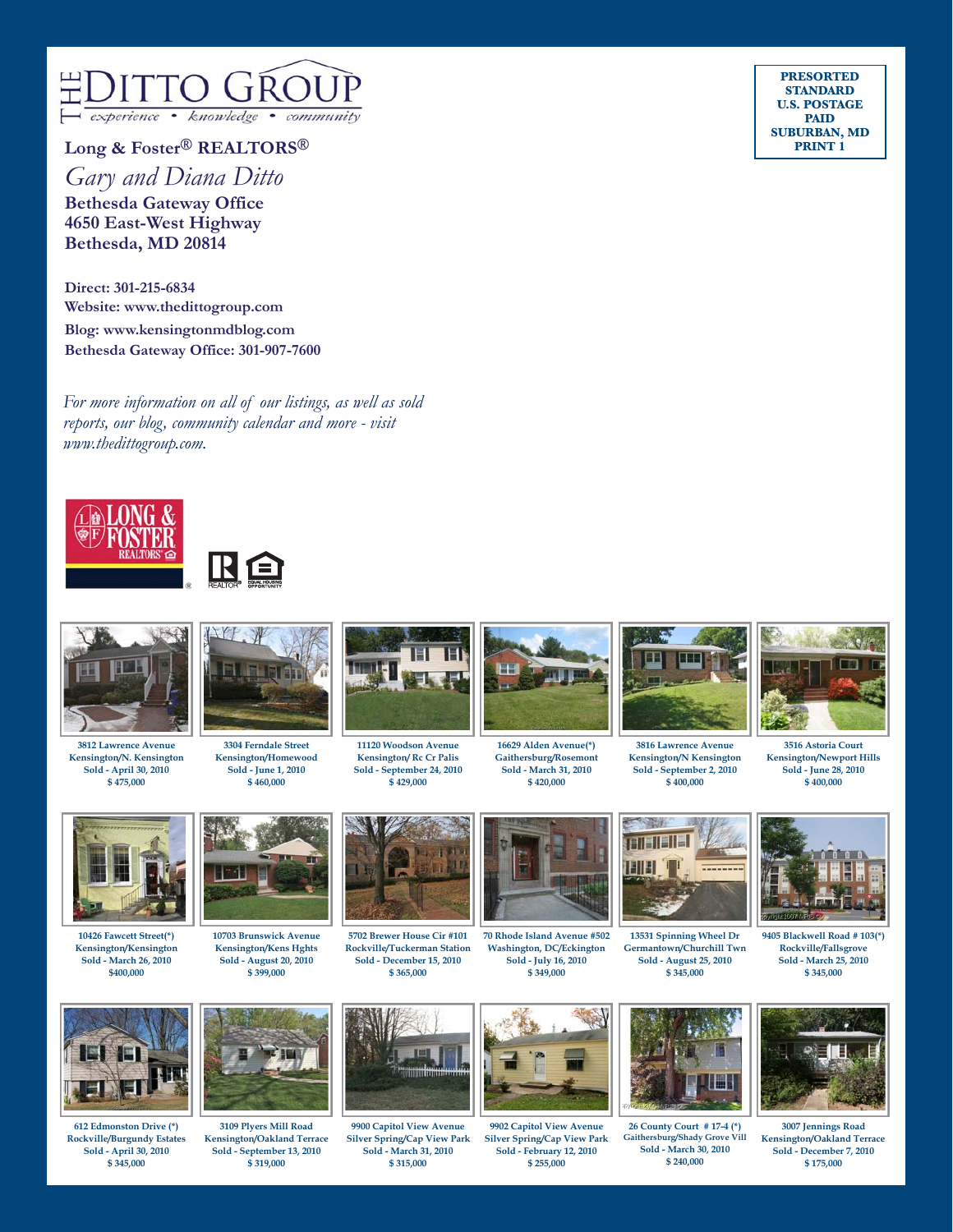# THE DITTO GROUP

*experience • knowledge • community*

**Long & Foster® REALTORS®**

*Gary and Diana Ditto*

**Bethesda Gateway Office**
**4650 East-West Highway**
**Bethesda, MD 20814**

**PRESORTED STANDARD U.S. POSTAGE PAID SUBURBAN, MD PRINT 1**

**Direct: 301-215-6834**
**Website: www.thedittogroup.com**
**Blog: www.kensingtonmdblog.com**
**Bethesda Gateway Office: 301-907-7600**

*For more information on all of our listings, as well as sold reports, our blog, community calendar and more - visit www.thedittogroup.com.*

| | | | | | |
|---|---|---|---|---|---|
| **3812 Lawrence Avenue** Kensington/N. Kensington Sold - April 30, 2010 $ 475,000 | **3304 Ferndale Street** Kensington/Homewood Sold - June 1, 2010 $ 460,000 | **11120 Woodson Avenue** Kensington/ Rc Cr Palis Sold - September 24, 2010 $ 429,000 | **16629 Alden Avenue(*)** Gaithersburg/Rosemont Sold - March 31, 2010 $ 420,000 | **3816 Lawrence Avenue** Kensington/N Kensington Sold - September 2, 2010 $ 400,000 | **3516 Astoria Court** Kensington/Newport Hills Sold - June 28, 2010 $ 400,000 |
| **10426 Fawcett Street(*)** Kensington/Kensington Sold - March 26, 2010 $400,000 | **10703 Brunswick Avenue** Kensington/Kens Hghts Sold - August 20, 2010 $ 399,000 | **5702 Brewer House Cir #101** Rockville/Tuckerman Station Sold - December 15, 2010 $ 365,000 | **70 Rhode Island Avenue #502** Washington, DC/Eckington Sold - July 16, 2010 $ 349,000 | **13531 Spinning Wheel Dr** Germantown/Churchill Twn Sold - August 25, 2010 $ 345,000 | **9405 Blackwell Road # 103(*)** Rockville/Fallsgrove Sold - March 25, 2010 $ 345,000 |
| **612 Edmonston Drive (*)** Rockville/Burgundy Estates Sold - April 30, 2010 $ 345,000 | **3109 Plyers Mill Road** Kensington/Oakland Terrace Sold - September 13, 2010 $ 319,000 | **9900 Capitol View Avenue** Silver Spring/Cap View Park Sold - March 31, 2010 $ 315,000 | **9902 Capitol View Avenue** Silver Spring/Cap View Park Sold - February 12, 2010 $ 255,000 | **26 County Court # 17-4 (*)** Gaithersburg/Shady Grove Vill Sold - March 30, 2010 $ 240,000 | **3007 Jennings Road** Kensington/Oakland Terrace Sold - December 7, 2010 $ 175,000 |